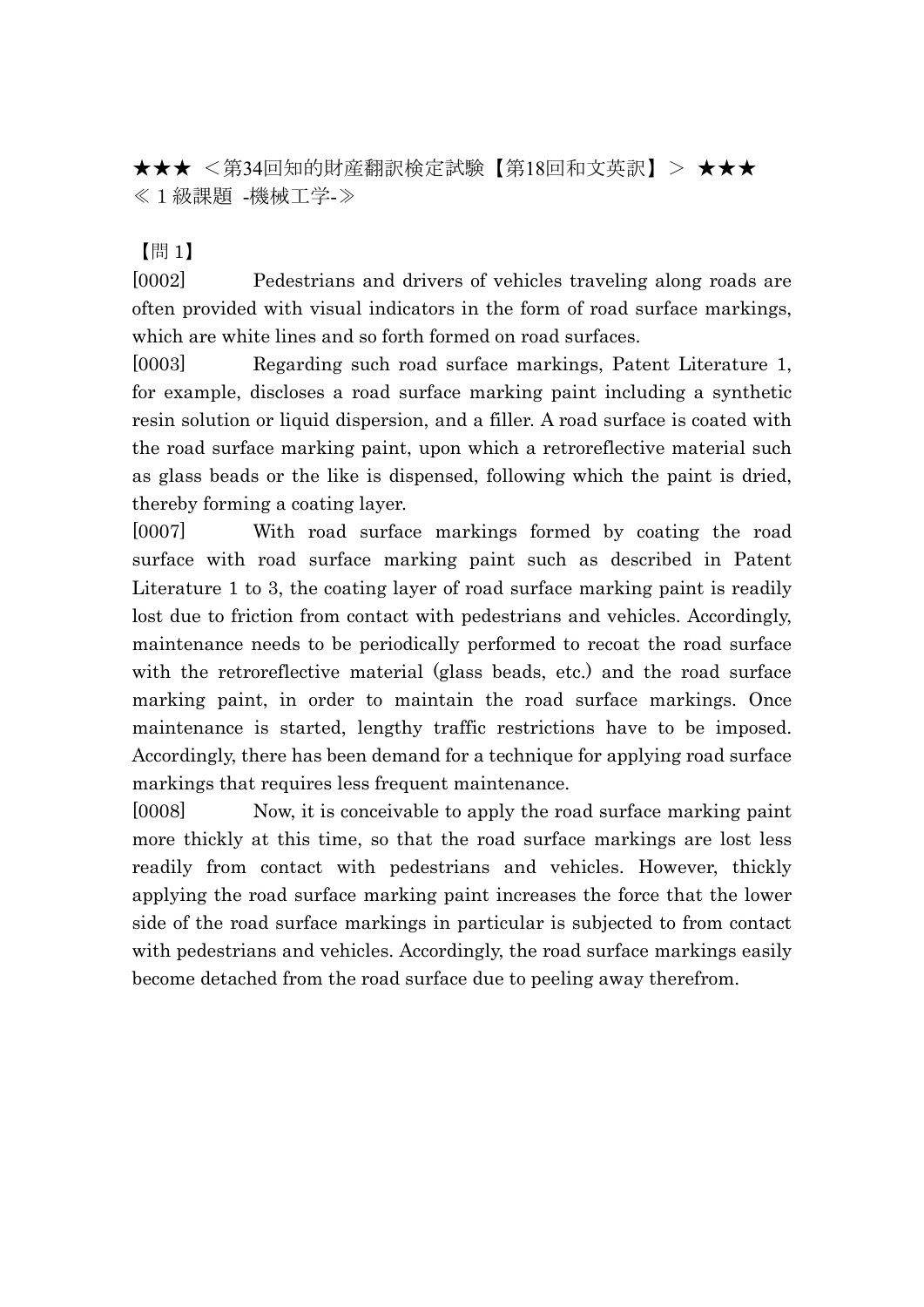★★★ ＜第34回知的財産翻訳検定試験【第18回和文英訳】＞ ★★★
≪１級課題 -機械工学-≫

【問 1】

[0002] Pedestrians and drivers of vehicles traveling along roads are often provided with visual indicators in the form of road surface markings, which are white lines and so forth formed on road surfaces.

[0003] Regarding such road surface markings, Patent Literature 1, for example, discloses a road surface marking paint including a synthetic resin solution or liquid dispersion, and a filler. A road surface is coated with the road surface marking paint, upon which a retroreflective material such as glass beads or the like is dispensed, following which the paint is dried, thereby forming a coating layer.

[0007] With road surface markings formed by coating the road surface with road surface marking paint such as described in Patent Literature 1 to 3, the coating layer of road surface marking paint is readily lost due to friction from contact with pedestrians and vehicles. Accordingly, maintenance needs to be periodically performed to recoat the road surface with the retroreflective material (glass beads, etc.) and the road surface marking paint, in order to maintain the road surface markings. Once maintenance is started, lengthy traffic restrictions have to be imposed. Accordingly, there has been demand for a technique for applying road surface markings that requires less frequent maintenance.

[0008] Now, it is conceivable to apply the road surface marking paint more thickly at this time, so that the road surface markings are lost less readily from contact with pedestrians and vehicles. However, thickly applying the road surface marking paint increases the force that the lower side of the road surface markings in particular is subjected to from contact with pedestrians and vehicles. Accordingly, the road surface markings easily become detached from the road surface due to peeling away therefrom.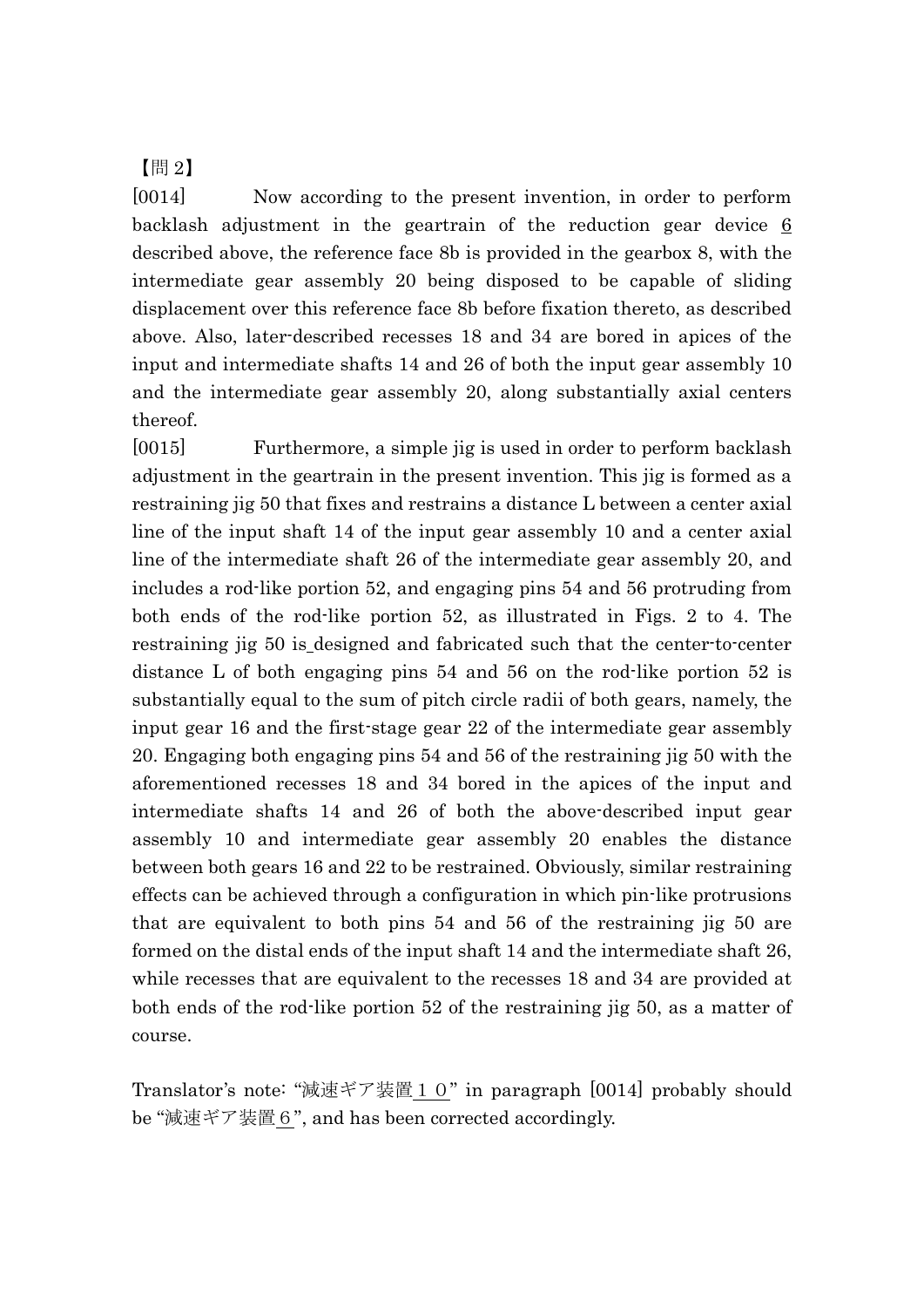【問 2】

[0014] Now according to the present invention, in order to perform backlash adjustment in the geartrain of the reduction gear device 6 described above, the reference face 8b is provided in the gearbox 8, with the intermediate gear assembly 20 being disposed to be capable of sliding displacement over this reference face 8b before fixation thereto, as described above. Also, later-described recesses 18 and 34 are bored in apices of the input and intermediate shafts 14 and 26 of both the input gear assembly 10 and the intermediate gear assembly 20, along substantially axial centers thereof.

[0015] Furthermore, a simple jig is used in order to perform backlash adjustment in the geartrain in the present invention. This jig is formed as a restraining jig 50 that fixes and restrains a distance L between a center axial line of the input shaft 14 of the input gear assembly 10 and a center axial line of the intermediate shaft 26 of the intermediate gear assembly 20, and includes a rod-like portion 52, and engaging pins 54 and 56 protruding from both ends of the rod-like portion 52, as illustrated in Figs. 2 to 4. The restraining jig 50 is designed and fabricated such that the center-to-center distance L of both engaging pins 54 and 56 on the rod-like portion 52 is substantially equal to the sum of pitch circle radii of both gears, namely, the input gear 16 and the first-stage gear 22 of the intermediate gear assembly 20. Engaging both engaging pins 54 and 56 of the restraining jig 50 with the aforementioned recesses 18 and 34 bored in the apices of the input and intermediate shafts 14 and 26 of both the above-described input gear assembly 10 and intermediate gear assembly 20 enables the distance between both gears 16 and 22 to be restrained. Obviously, similar restraining effects can be achieved through a configuration in which pin-like protrusions that are equivalent to both pins 54 and 56 of the restraining jig 50 are formed on the distal ends of the input shaft 14 and the intermediate shaft 26, while recesses that are equivalent to the recesses 18 and 34 are provided at both ends of the rod-like portion 52 of the restraining jig 50, as a matter of course.

Translator's note: "減速ギア装置１０" in paragraph [0014] probably should be "減速ギア装置６", and has been corrected accordingly.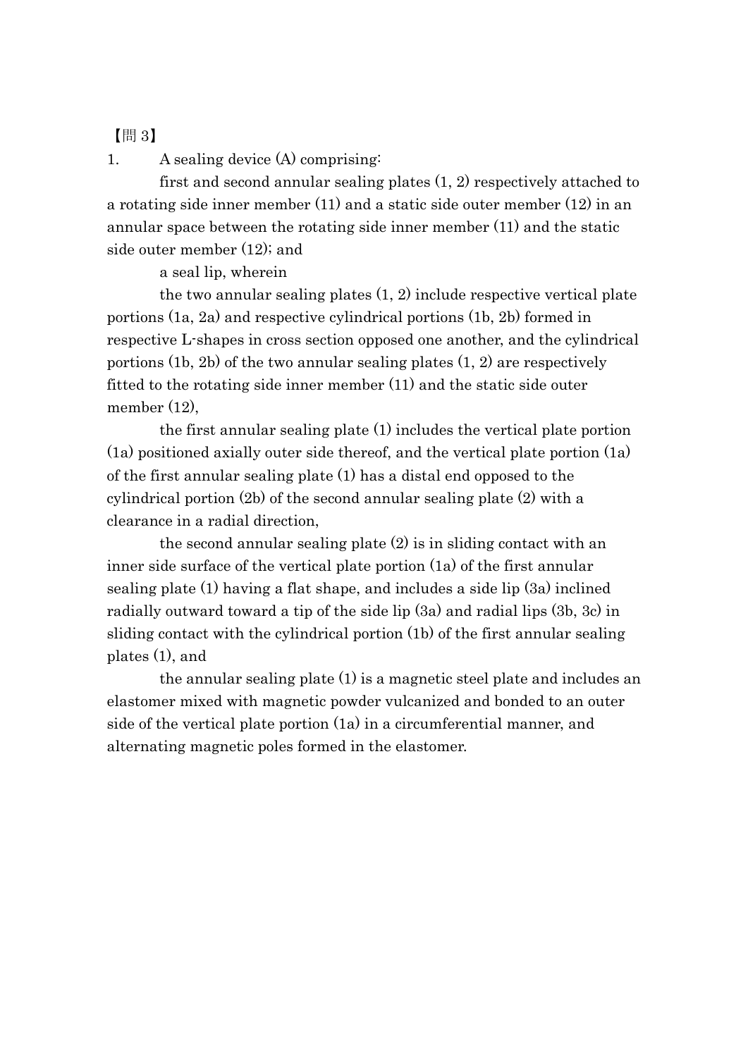【問 3】

1. A sealing device (A) comprising:

 first and second annular sealing plates (1, 2) respectively attached to a rotating side inner member (11) and a static side outer member (12) in an annular space between the rotating side inner member (11) and the static side outer member (12); and

 a seal lip, wherein

 the two annular sealing plates (1, 2) include respective vertical plate portions (1a, 2a) and respective cylindrical portions (1b, 2b) formed in respective L-shapes in cross section opposed one another, and the cylindrical portions (1b, 2b) of the two annular sealing plates (1, 2) are respectively fitted to the rotating side inner member (11) and the static side outer member (12),

 the first annular sealing plate (1) includes the vertical plate portion (1a) positioned axially outer side thereof, and the vertical plate portion (1a) of the first annular sealing plate (1) has a distal end opposed to the cylindrical portion (2b) of the second annular sealing plate (2) with a clearance in a radial direction,

 the second annular sealing plate (2) is in sliding contact with an inner side surface of the vertical plate portion (1a) of the first annular sealing plate (1) having a flat shape, and includes a side lip (3a) inclined radially outward toward a tip of the side lip (3a) and radial lips (3b, 3c) in sliding contact with the cylindrical portion (1b) of the first annular sealing plates (1), and

 the annular sealing plate (1) is a magnetic steel plate and includes an elastomer mixed with magnetic powder vulcanized and bonded to an outer side of the vertical plate portion (1a) in a circumferential manner, and alternating magnetic poles formed in the elastomer.